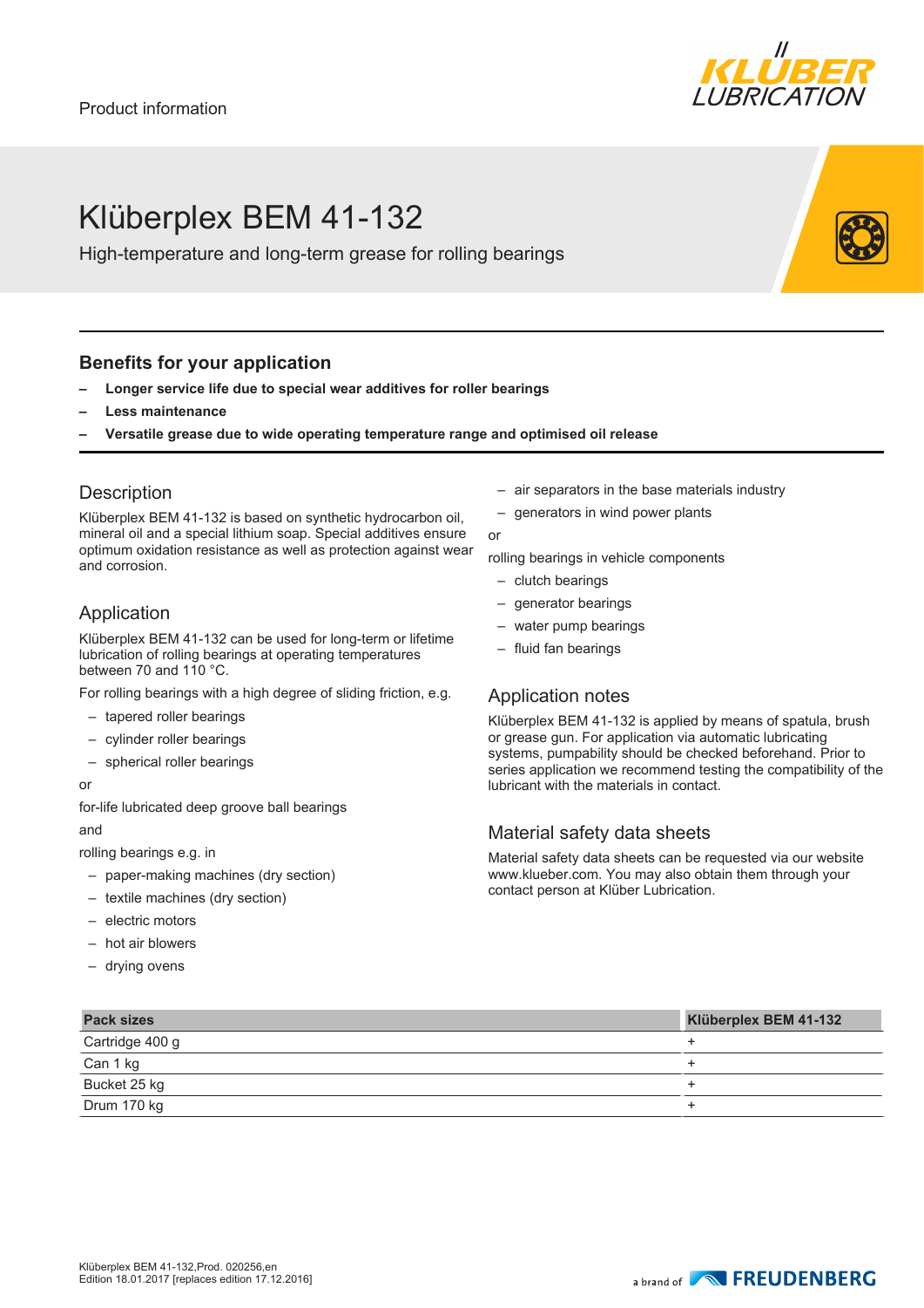Product information

# Klüberplex BEM 41-132

High-temperature and long-term grease for rolling bearings

## Benefits for your application

- **Longer service life due to special wear additives for roller bearings**
- **Less maintenance**
- **Versatile grease due to wide operating temperature range and optimised oil release**

## Description

Klüberplex BEM 41-132 is based on synthetic hydrocarbon oil, mineral oil and a special lithium soap. Special additives ensure optimum oxidation resistance as well as protection against wear and corrosion.

## Application

Klüberplex BEM 41-132 can be used for long-term or lifetime lubrication of rolling bearings at operating temperatures between 70 and 110 °C.

For rolling bearings with a high degree of sliding friction, e.g.

- tapered roller bearings
- cylinder roller bearings
- spherical roller bearings

or

for-life lubricated deep groove ball bearings

and

rolling bearings e.g. in

- paper-making machines (dry section)
- textile machines (dry section)
- electric motors
- hot air blowers
- drying ovens
- air separators in the base materials industry
- generators in wind power plants

or

rolling bearings in vehicle components

- clutch bearings
- generator bearings
- water pump bearings
- fluid fan bearings

## Application notes

Klüberplex BEM 41-132 is applied by means of spatula, brush or grease gun. For application via automatic lubricating systems, pumpability should be checked beforehand. Prior to series application we recommend testing the compatibility of the lubricant with the materials in contact.

## Material safety data sheets

Material safety data sheets can be requested via our website www.klueber.com. You may also obtain them through your contact person at Klüber Lubrication.

| Pack sizes | Klüberplex BEM 41-132 |
|---|---|
| Cartridge 400 g | + |
| Can 1 kg | + |
| Bucket 25 kg | + |
| Drum 170 kg | + |

Klüberplex BEM 41-132,Prod. 020256,en
Edition 18.01.2017 [replaces edition 17.12.2016]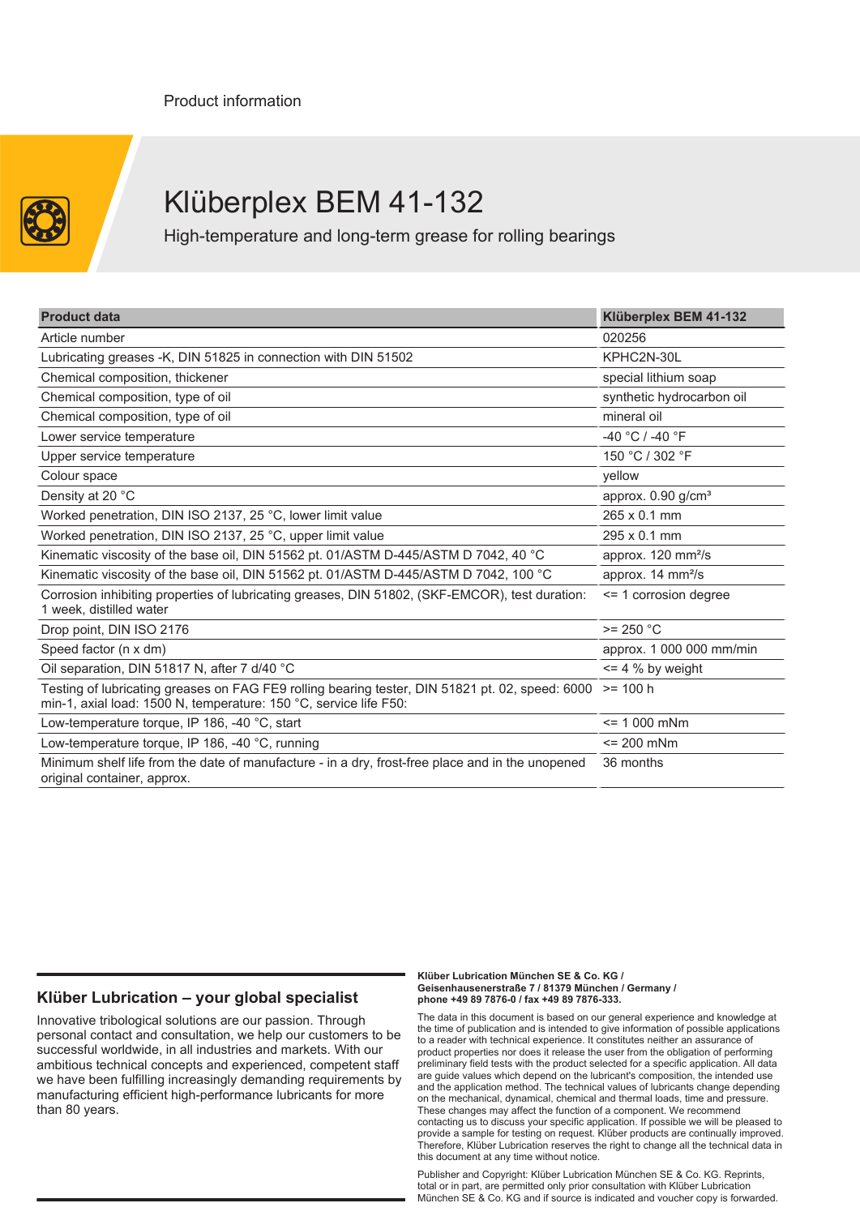Product information

# Klüberplex BEM 41-132

High-temperature and long-term grease for rolling bearings

| Product data | Klüberplex BEM 41-132 |
|---|---|
| Article number | 020256 |
| Lubricating greases -K, DIN 51825 in connection with DIN 51502 | KPHC2N-30L |
| Chemical composition, thickener | special lithium soap |
| Chemical composition, type of oil | synthetic hydrocarbon oil |
| Chemical composition, type of oil | mineral oil |
| Lower service temperature | -40 °C / -40 °F |
| Upper service temperature | 150 °C / 302 °F |
| Colour space | yellow |
| Density at 20 °C | approx. 0.90 g/cm³ |
| Worked penetration, DIN ISO 2137, 25 °C, lower limit value | 265 x 0.1 mm |
| Worked penetration, DIN ISO 2137, 25 °C, upper limit value | 295 x 0.1 mm |
| Kinematic viscosity of the base oil, DIN 51562 pt. 01/ASTM D-445/ASTM D 7042, 40 °C | approx. 120 mm²/s |
| Kinematic viscosity of the base oil, DIN 51562 pt. 01/ASTM D-445/ASTM D 7042, 100 °C | approx. 14 mm²/s |
| Corrosion inhibiting properties of lubricating greases, DIN 51802, (SKF-EMCOR), test duration: 1 week, distilled water | <= 1 corrosion degree |
| Drop point, DIN ISO 2176 | >= 250 °C |
| Speed factor (n x dm) | approx. 1 000 000 mm/min |
| Oil separation, DIN 51817 N, after 7 d/40 °C | <= 4 % by weight |
| Testing of lubricating greases on FAG FE9 rolling bearing tester, DIN 51821 pt. 02, speed: 6000 min-1, axial load: 1500 N, temperature: 150 °C, service life F50: | >= 100 h |
| Low-temperature torque, IP 186, -40 °C, start | <= 1 000 mNm |
| Low-temperature torque, IP 186, -40 °C, running | <= 200 mNm |
| Minimum shelf life from the date of manufacture - in a dry, frost-free place and in the unopened original container, approx. | 36 months |

## Klüber Lubrication – your global specialist

Innovative tribological solutions are our passion. Through personal contact and consultation, we help our customers to be successful worldwide, in all industries and markets. With our ambitious technical concepts and experienced, competent staff we have been fulfilling increasingly demanding requirements by manufacturing efficient high-performance lubricants for more than 80 years.

**Klüber Lubrication München SE & Co. KG / Geisenhausenerstraße 7 / 81379 München / Germany / phone +49 89 7876-0 / fax +49 89 7876-333.**

The data in this document is based on our general experience and knowledge at the time of publication and is intended to give information of possible applications to a reader with technical experience. It constitutes neither an assurance of product properties nor does it release the user from the obligation of performing preliminary field tests with the product selected for a specific application. All data are guide values which depend on the lubricant's composition, the intended use and the application method. The technical values of lubricants change depending on the mechanical, dynamical, chemical and thermal loads, time and pressure. These changes may affect the function of a component. We recommend contacting us to discuss your specific application. If possible we will be pleased to provide a sample for testing on request. Klüber products are continually improved. Therefore, Klüber Lubrication reserves the right to change all the technical data in this document at any time without notice.

Publisher and Copyright: Klüber Lubrication München SE & Co. KG. Reprints, total or in part, are permitted only prior consultation with Klüber Lubrication München SE & Co. KG and if source is indicated and voucher copy is forwarded.